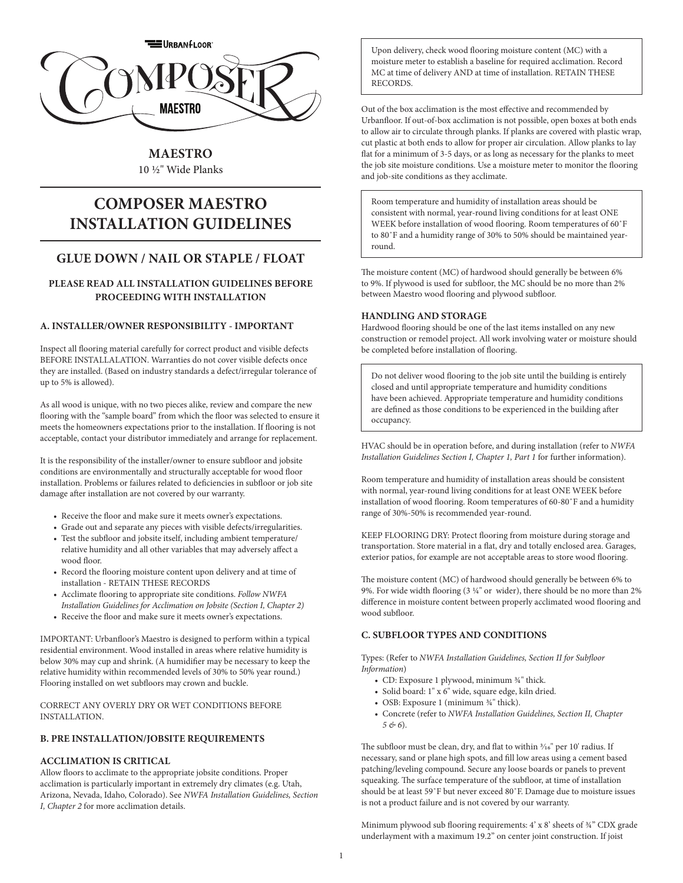URBANFLOOR

COMPOSER

MAESTRO

**MAESTRO**
10 ½" Wide Planks

# COMPOSER MAESTRO INSTALLATION GUIDELINES

## GLUE DOWN / NAIL OR STAPLE / FLOAT

**PLEASE READ ALL INSTALLATION GUIDELINES BEFORE PROCEEDING WITH INSTALLATION**

### A. INSTALLER/OWNER RESPONSIBILITY - IMPORTANT

Inspect all flooring material carefully for correct product and visible defects BEFORE INSTALLALATION. Warranties do not cover visible defects once they are installed. (Based on industry standards a defect/irregular tolerance of up to 5% is allowed).

As all wood is unique, with no two pieces alike, review and compare the new flooring with the "sample board" from which the floor was selected to ensure it meets the homeowners expectations prior to the installation. If flooring is not acceptable, contact your distributor immediately and arrange for replacement.

It is the responsibility of the installer/owner to ensure subfloor and jobsite conditions are environmentally and structurally acceptable for wood floor installation. Problems or failures related to deficiencies in subfloor or job site damage after installation are not covered by our warranty.

- Receive the floor and make sure it meets owner's expectations.
- Grade out and separate any pieces with visible defects/irregularities.
- Test the subfloor and jobsite itself, including ambient temperature/ relative humidity and all other variables that may adversely affect a wood floor.
- Record the flooring moisture content upon delivery and at time of installation - RETAIN THESE RECORDS
- Acclimate flooring to appropriate site conditions. *Follow NWFA Installation Guidelines for Acclimation on Jobsite (Section I, Chapter 2)*
- Receive the floor and make sure it meets owner's expectations.

IMPORTANT: Urbanfloor's Maestro is designed to perform within a typical residential environment. Wood installed in areas where relative humidity is below 30% may cup and shrink. (A humidifier may be necessary to keep the relative humidity within recommended levels of 30% to 50% year round.) Flooring installed on wet subfloors may crown and buckle.

CORRECT ANY OVERLY DRY OR WET CONDITIONS BEFORE INSTALLATION.

### B. PRE INSTALLATION/JOBSITE REQUIREMENTS

#### ACCLIMATION IS CRITICAL

Allow floors to acclimate to the appropriate jobsite conditions. Proper acclimation is particularly important in extremely dry climates (e.g. Utah, Arizona, Nevada, Idaho, Colorado). See *NWFA Installation Guidelines, Section I, Chapter 2* for more acclimation details.

> Upon delivery, check wood flooring moisture content (MC) with a moisture meter to establish a baseline for required acclimation. Record MC at time of delivery AND at time of installation. RETAIN THESE RECORDS.

Out of the box acclimation is the most effective and recommended by Urbanfloor. If out-of-box acclimation is not possible, open boxes at both ends to allow air to circulate through planks. If planks are covered with plastic wrap, cut plastic at both ends to allow for proper air circulation. Allow planks to lay flat for a minimum of 3-5 days, or as long as necessary for the planks to meet the job site moisture conditions. Use a moisture meter to monitor the flooring and job-site conditions as they acclimate.

> Room temperature and humidity of installation areas should be consistent with normal, year-round living conditions for at least ONE WEEK before installation of wood flooring. Room temperatures of 60˚F to 80˚F and a humidity range of 30% to 50% should be maintained year-round.

The moisture content (MC) of hardwood should generally be between 6% to 9%. If plywood is used for subfloor, the MC should be no more than 2% between Maestro wood flooring and plywood subfloor.

#### HANDLING AND STORAGE

Hardwood flooring should be one of the last items installed on any new construction or remodel project. All work involving water or moisture should be completed before installation of flooring.

> Do not deliver wood flooring to the job site until the building is entirely closed and until appropriate temperature and humidity conditions have been achieved. Appropriate temperature and humidity conditions are defined as those conditions to be experienced in the building after occupancy.

HVAC should be in operation before, and during installation (refer to *NWFA Installation Guidelines Section I, Chapter 1, Part 1* for further information).

Room temperature and humidity of installation areas should be consistent with normal, year-round living conditions for at least ONE WEEK before installation of wood flooring. Room temperatures of 60-80˚F and a humidity range of 30%-50% is recommended year-round.

KEEP FLOORING DRY: Protect flooring from moisture during storage and transportation. Store material in a flat, dry and totally enclosed area. Garages, exterior patios, for example are not acceptable areas to store wood flooring.

The moisture content (MC) of hardwood should generally be between 6% to 9%. For wide width flooring (3 ¼" or wider), there should be no more than 2% difference in moisture content between properly acclimated wood flooring and wood subfloor.

### C. SUBFLOOR TYPES AND CONDITIONS

Types: (Refer to *NWFA Installation Guidelines, Section II for Subfloor Information*)

- CD: Exposure 1 plywood, minimum ¾" thick.
- Solid board: 1" x 6" wide, square edge, kiln dried.
- OSB: Exposure 1 (minimum ¾" thick).
- Concrete (refer to *NWFA Installation Guidelines, Section II, Chapter 5 & 6*).

The subfloor must be clean, dry, and flat to within 3⁄16" per 10' radius. If necessary, sand or plane high spots, and fill low areas using a cement based patching/leveling compound. Secure any loose boards or panels to prevent squeaking. The surface temperature of the subfloor, at time of installation should be at least 59˚F but never exceed 80˚F. Damage due to moisture issues is not a product failure and is not covered by our warranty.

Minimum plywood sub flooring requirements: 4' x 8' sheets of ¾" CDX grade underlayment with a maximum 19.2" on center joint construction. If joist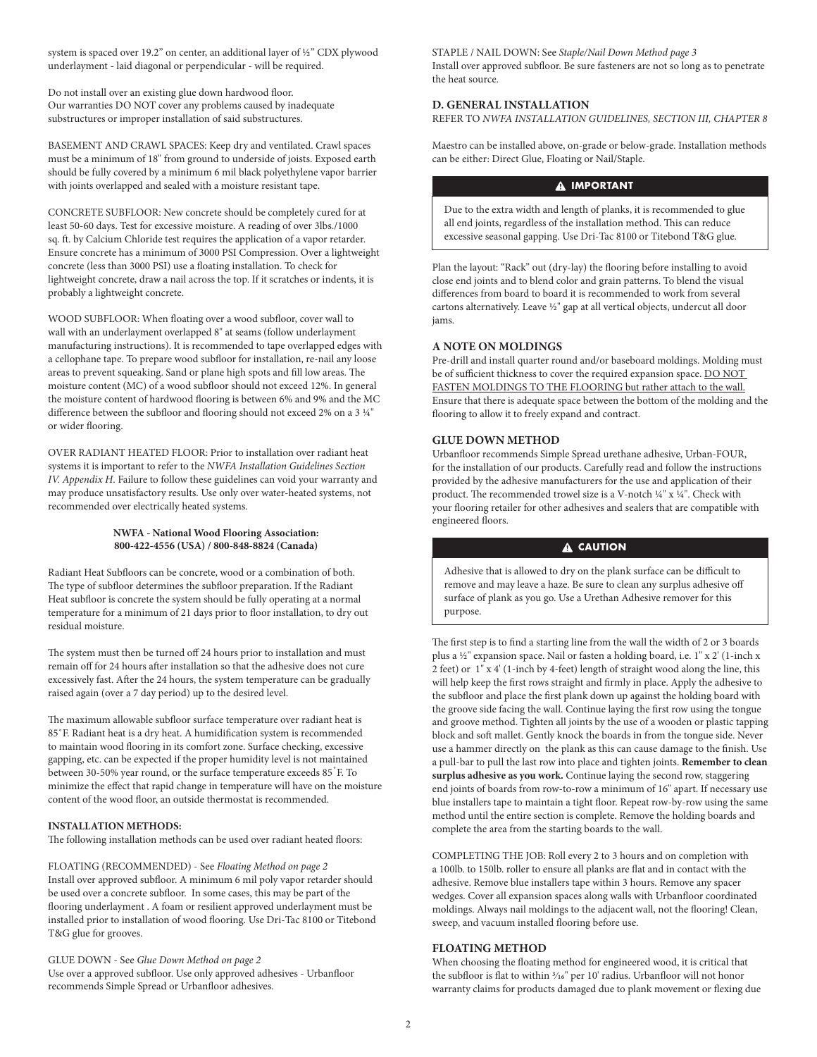system is spaced over 19.2" on center, an additional layer of ½" CDX plywood underlayment - laid diagonal or perpendicular - will be required.

Do not install over an existing glue down hardwood floor.
Our warranties DO NOT cover any problems caused by inadequate substructures or improper installation of said substructures.

BASEMENT AND CRAWL SPACES: Keep dry and ventilated. Crawl spaces must be a minimum of 18" from ground to underside of joists. Exposed earth should be fully covered by a minimum 6 mil black polyethylene vapor barrier with joints overlapped and sealed with a moisture resistant tape.

CONCRETE SUBFLOOR: New concrete should be completely cured for at least 50-60 days. Test for excessive moisture. A reading of over 3lbs./1000 sq. ft. by Calcium Chloride test requires the application of a vapor retarder. Ensure concrete has a minimum of 3000 PSI Compression. Over a lightweight concrete (less than 3000 PSI) use a floating installation. To check for lightweight concrete, draw a nail across the top. If it scratches or indents, it is probably a lightweight concrete.

WOOD SUBFLOOR: When floating over a wood subfloor, cover wall to wall with an underlayment overlapped 8" at seams (follow underlayment manufacturing instructions). It is recommended to tape overlapped edges with a cellophane tape. To prepare wood subfloor for installation, re-nail any loose areas to prevent squeaking. Sand or plane high spots and fill low areas. The moisture content (MC) of a wood subfloor should not exceed 12%. In general the moisture content of hardwood flooring is between 6% and 9% and the MC difference between the subfloor and flooring should not exceed 2% on a 3 ¼" or wider flooring.

OVER RADIANT HEATED FLOOR: Prior to installation over radiant heat systems it is important to refer to the *NWFA Installation Guidelines Section IV. Appendix H*. Failure to follow these guidelines can void your warranty and may produce unsatisfactory results. Use only over water-heated systems, not recommended over electrically heated systems.

**NWFA - National Wood Flooring Association:**
**800-422-4556 (USA) / 800-848-8824 (Canada)**

Radiant Heat Subfloors can be concrete, wood or a combination of both. The type of subfloor determines the subfloor preparation. If the Radiant Heat subfloor is concrete the system should be fully operating at a normal temperature for a minimum of 21 days prior to floor installation, to dry out residual moisture.

The system must then be turned off 24 hours prior to installation and must remain off for 24 hours after installation so that the adhesive does not cure excessively fast. After the 24 hours, the system temperature can be gradually raised again (over a 7 day period) up to the desired level.

The maximum allowable subfloor surface temperature over radiant heat is 85˚F. Radiant heat is a dry heat. A humidification system is recommended to maintain wood flooring in its comfort zone. Surface checking, excessive gapping, etc. can be expected if the proper humidity level is not maintained between 30-50% year round, or the surface temperature exceeds 85˚F. To minimize the effect that rapid change in temperature will have on the moisture content of the wood floor, an outside thermostat is recommended.

**INSTALLATION METHODS:**
The following installation methods can be used over radiant heated floors:

FLOATING (RECOMMENDED) - See *Floating Method on page 2*
Install over approved subfloor. A minimum 6 mil poly vapor retarder should be used over a concrete subfloor. In some cases, this may be part of the flooring underlayment . A foam or resilient approved underlayment must be installed prior to installation of wood flooring. Use Dri-Tac 8100 or Titebond T&G glue for grooves.

GLUE DOWN - See *Glue Down Method on page 2*
Use over a approved subfloor. Use only approved adhesives - Urbanfloor recommends Simple Spread or Urbanfloor adhesives.

STAPLE / NAIL DOWN: See *Staple/Nail Down Method page 3*
Install over approved subfloor. Be sure fasteners are not so long as to penetrate the heat source.

## D. GENERAL INSTALLATION

REFER TO *NWFA INSTALLATION GUIDELINES, SECTION III, CHAPTER 8*

Maestro can be installed above, on-grade or below-grade. Installation methods can be either: Direct Glue, Floating or Nail/Staple.

> **⚠ IMPORTANT**
>
> Due to the extra width and length of planks, it is recommended to glue all end joints, regardless of the installation method. This can reduce excessive seasonal gapping. Use Dri-Tac 8100 or Titebond T&G glue.

Plan the layout: "Rack" out (dry-lay) the flooring before installing to avoid close end joints and to blend color and grain patterns. To blend the visual differences from board to board it is recommended to work from several cartons alternatively. Leave ½" gap at all vertical objects, undercut all door jams.

### A NOTE ON MOLDINGS

Pre-drill and install quarter round and/or baseboard moldings. Molding must be of sufficient thickness to cover the required expansion space. DO NOT FASTEN MOLDINGS TO THE FLOORING but rather attach to the wall. Ensure that there is adequate space between the bottom of the molding and the flooring to allow it to freely expand and contract.

### GLUE DOWN METHOD

Urbanfloor recommends Simple Spread urethane adhesive, Urban-FOUR, for the installation of our products. Carefully read and follow the instructions provided by the adhesive manufacturers for the use and application of their product. The recommended trowel size is a V-notch ¼" x ¼". Check with your flooring retailer for other adhesives and sealers that are compatible with engineered floors.

> **⚠ CAUTION**
>
> Adhesive that is allowed to dry on the plank surface can be difficult to remove and may leave a haze. Be sure to clean any surplus adhesive off surface of plank as you go. Use a Urethan Adhesive remover for this purpose.

The first step is to find a starting line from the wall the width of 2 or 3 boards plus a ½" expansion space. Nail or fasten a holding board, i.e. 1" x 2' (1-inch x 2 feet) or 1" x 4' (1-inch by 4-feet) length of straight wood along the line, this will help keep the first rows straight and firmly in place. Apply the adhesive to the subfloor and place the first plank down up against the holding board with the groove side facing the wall. Continue laying the first row using the tongue and groove method. Tighten all joints by the use of a wooden or plastic tapping block and soft mallet. Gently knock the boards in from the tongue side. Never use a hammer directly on the plank as this can cause damage to the finish. Use a pull-bar to pull the last row into place and tighten joints. **Remember to clean surplus adhesive as you work.** Continue laying the second row, staggering end joints of boards from row-to-row a minimum of 16" apart. If necessary use blue installers tape to maintain a tight floor. Repeat row-by-row using the same method until the entire section is complete. Remove the holding boards and complete the area from the starting boards to the wall.

COMPLETING THE JOB: Roll every 2 to 3 hours and on completion with a 100lb. to 150lb. roller to ensure all planks are flat and in contact with the adhesive. Remove blue installers tape within 3 hours. Remove any spacer wedges. Cover all expansion spaces along walls with Urbanfloor coordinated moldings. Always nail moldings to the adjacent wall, not the flooring! Clean, sweep, and vacuum installed flooring before use.

### FLOATING METHOD

When choosing the floating method for engineered wood, it is critical that the subfloor is flat to within 3/16" per 10' radius. Urbanfloor will not honor warranty claims for products damaged due to plank movement or flexing due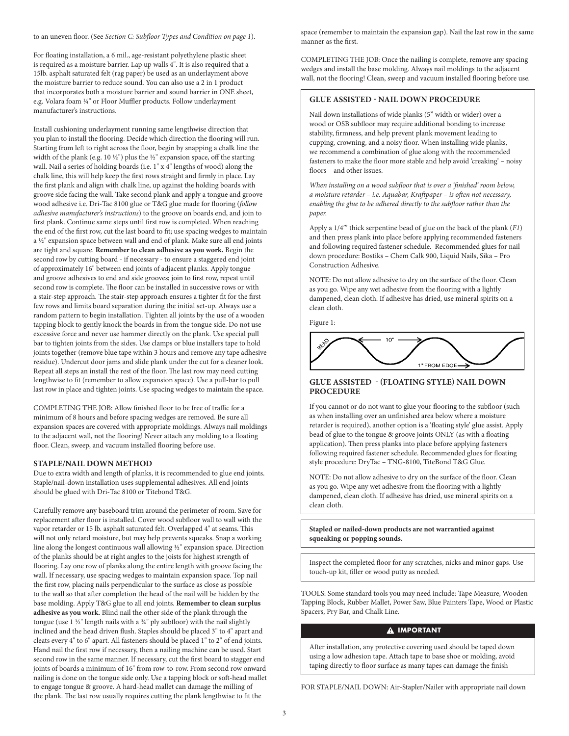to an uneven floor. (See *Section C: Subfloor Types and Condition on page 1*).

For floating installation, a 6 mil., age-resistant polyethylene plastic sheet is required as a moisture barrier. Lap up walls 4". It is also required that a 15lb. asphalt saturated felt (rag paper) be used as an underlayment above the moisture barrier to reduce sound. You can also use a 2 in 1 product that incorporates both a moisture barrier and sound barrier in ONE sheet, e.g. Volara foam ¼" or Floor Muffler products. Follow underlayment manufacturer's instructions.

Install cushioning underlayment running same lengthwise direction that you plan to install the flooring. Decide which direction the flooring will run. Starting from left to right across the floor, begin by snapping a chalk line the width of the plank (e.g. 10 ½") plus the ½" expansion space, off the starting wall. Nail a series of holding boards (i.e. 1" x 4" lengths of wood) along the chalk line, this will help keep the first rows straight and firmly in place. Lay the first plank and align with chalk line, up against the holding boards with groove side facing the wall. Take second plank and apply a tongue and groove wood adhesive i.e. Dri-Tac 8100 glue or T&G glue made for flooring (*follow adhesive manufacturer's instructions*) to the groove on boards end, and join to first plank. Continue same steps until first row is completed. When reaching the end of the first row, cut the last board to fit; use spacing wedges to maintain a ½" expansion space between wall and end of plank. Make sure all end joints are tight and square. **Remember to clean adhesive as you work.** Begin the second row by cutting board - if necessary - to ensure a staggered end joint of approximately 16" between end joints of adjacent planks. Apply tongue and groove adhesives to end and side grooves; join to first row, repeat until second row is complete. The floor can be installed in successive rows or with a stair-step approach. The stair-step approach ensures a tighter fit for the first few rows and limits board separation during the initial set-up. Always use a random pattern to begin installation. Tighten all joints by the use of a wooden tapping block to gently knock the boards in from the tongue side. Do not use excessive force and never use hammer directly on the plank. Use special pull bar to tighten joints from the sides. Use clamps or blue installers tape to hold joints together (remove blue tape within 3 hours and remove any tape adhesive residue). Undercut door jams and slide plank under the cut for a cleaner look. Repeat all steps an install the rest of the floor. The last row may need cutting lengthwise to fit (remember to allow expansion space). Use a pull-bar to pull last row in place and tighten joints. Use spacing wedges to maintain the space.

COMPLETING THE JOB: Allow finished floor to be free of traffic for a minimum of 8 hours and before spacing wedges are removed. Be sure all expansion spaces are covered with appropriate moldings. Always nail moldings to the adjacent wall, not the flooring! Never attach any molding to a floating floor. Clean, sweep, and vacuum installed flooring before use.

### STAPLE/NAIL DOWN METHOD

Due to extra width and length of planks, it is recommended to glue end joints. Staple/nail-down installation uses supplemental adhesives. All end joints should be glued with Dri-Tac 8100 or Titebond T&G.

Carefully remove any baseboard trim around the perimeter of room. Save for replacement after floor is installed. Cover wood subfloor wall to wall with the vapor retarder or 15 lb. asphalt saturated felt. Overlapped 4" at seams. This will not only retard moisture, but may help prevents squeaks. Snap a working line along the longest continuous wall allowing ½" expansion space. Direction of the planks should be at right angles to the joists for highest strength of flooring. Lay one row of planks along the entire length with groove facing the wall. If necessary, use spacing wedges to maintain expansion space. Top nail the first row, placing nails perpendicular to the surface as close as possible to the wall so that after completion the head of the nail will be hidden by the base molding. Apply T&G glue to all end joints. **Remember to clean surplus adhesive as you work.** Blind nail the other side of the plank through the tongue (use 1 ½" length nails with a ¾" ply subfloor) with the nail slightly inclined and the head driven flush. Staples should be placed 3" to 4" apart and cleats every 4" to 6" apart. All fasteners should be placed 1" to 2" of end joints. Hand nail the first row if necessary, then a nailing machine can be used. Start second row in the same manner. If necessary, cut the first board to stagger end joints of boards a minimum of 16" from row-to-row. From second row onward nailing is done on the tongue side only. Use a tapping block or soft-head mallet to engage tongue & groove. A hard-head mallet can damage the milling of the plank. The last row usually requires cutting the plank lengthwise to fit the space (remember to maintain the expansion gap). Nail the last row in the same manner as the first.

COMPLETING THE JOB: Once the nailing is complete, remove any spacing wedges and install the base molding. Always nail moldings to the adjacent wall, not the flooring! Clean, sweep and vacuum installed flooring before use.

### GLUE ASSISTED - NAIL DOWN PROCEDURE

Nail down installations of wide planks (5" width or wider) over a wood or OSB subfloor may require additional bonding to increase stability, firmness, and help prevent plank movement leading to cupping, crowning, and a noisy floor. When installing wide planks, we recommend a combination of glue along with the recommended fasteners to make the floor more stable and help avoid 'creaking' – noisy floors – and other issues.

*When installing on a wood subfloor that is over a 'finished' room below, a moisture retarder – i.e. Aquabar, Kraftpaper – is often not necessary, enabling the glue to be adhered directly to the subfloor rather than the paper.*

Apply a 1/4"' thick serpentine bead of glue on the back of the plank (*F1*) and then press plank into place before applying recommended fasteners and following required fastener schedule. Recommended glues for nail down procedure: Bostiks – Chem Calk 900, Liquid Nails, Sika – Pro Construction Adhesive.

NOTE: Do not allow adhesive to dry on the surface of the floor. Clean as you go. Wipe any wet adhesive from the flooring with a lightly dampened, clean cloth. If adhesive has dried, use mineral spirits on a clean cloth.

Figure 1:

BEAD — 10" — 1" FROM EDGE

### GLUE ASSISTED - (FLOATING STYLE) NAIL DOWN PROCEDURE

If you cannot or do not want to glue your flooring to the subfloor (such as when installing over an unfinished area below where a moisture retarder is required), another option is a 'floating style' glue assist. Apply bead of glue to the tongue & groove joints ONLY (as with a floating application). Then press planks into place before applying fasteners following required fastener schedule. Recommended glues for floating style procedure: DryTac – TNG-8100, TiteBond T&G Glue.

NOTE: Do not allow adhesive to dry on the surface of the floor. Clean as you go. Wipe any wet adhesive from the flooring with a lightly dampened, clean cloth. If adhesive has dried, use mineral spirits on a clean cloth.

**Stapled or nailed-down products are not warrantied against squeaking or popping sounds.**

Inspect the completed floor for any scratches, nicks and minor gaps. Use touch-up kit, filler or wood putty as needed.

TOOLS: Some standard tools you may need include: Tape Measure, Wooden Tapping Block, Rubber Mallet, Power Saw, Blue Painters Tape, Wood or Plastic Spacers, Pry Bar, and Chalk Line.

**⚠ IMPORTANT**

After installation, any protective covering used should be taped down using a low adhesion tape. Attach tape to base shoe or molding, avoid taping directly to floor surface as many tapes can damage the finish

FOR STAPLE/NAIL DOWN: Air-Stapler/Nailer with appropriate nail down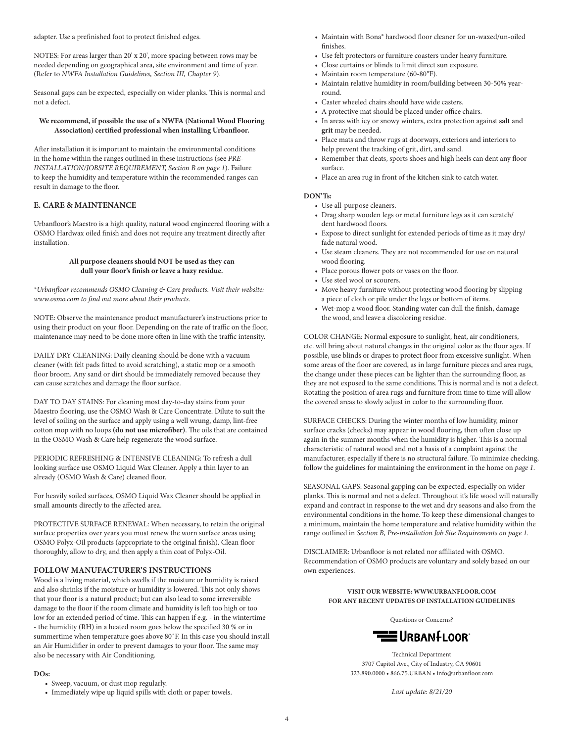adapter. Use a prefinished foot to protect finished edges.

NOTES: For areas larger than 20' x 20', more spacing between rows may be needed depending on geographical area, site environment and time of year. (Refer to *NWFA Installation Guidelines, Section III, Chapter 9*).

Seasonal gaps can be expected, especially on wider planks. This is normal and not a defect.

**We recommend, if possible the use of a NWFA (National Wood Flooring Association) certified professional when installing Urbanfloor.**

After installation it is important to maintain the environmental conditions in the home within the ranges outlined in these instructions (see *PRE-INSTALLATION/JOBSITE REQUIREMENT, Section B on page 1*). Failure to keep the humidity and temperature within the recommended ranges can result in damage to the floor.

### E. CARE & MAINTENANCE

Urbanfloor's Maestro is a high quality, natural wood engineered flooring with a OSMO Hardwax oiled finish and does not require any treatment directly after installation.

**All purpose cleaners should NOT be used as they can dull your floor's finish or leave a hazy residue.**

*\*Urbanfloor recommends OSMO Cleaning & Care products. Visit their website: www.osmo.com to find out more about their products.*

NOTE: Observe the maintenance product manufacturer's instructions prior to using their product on your floor. Depending on the rate of traffic on the floor, maintenance may need to be done more often in line with the traffic intensity.

DAILY DRY CLEANING: Daily cleaning should be done with a vacuum cleaner (with felt pads fitted to avoid scratching), a static mop or a smooth floor broom. Any sand or dirt should be immediately removed because they can cause scratches and damage the floor surface.

DAY TO DAY STAINS: For cleaning most day-to-day stains from your Maestro flooring, use the OSMO Wash & Care Concentrate. Dilute to suit the level of soiling on the surface and apply using a well wrung, damp, lint-free cotton mop with no loops **(do not use microfiber)**. The oils that are contained in the OSMO Wash & Care help regenerate the wood surface.

PERIODIC REFRESHING & INTENSIVE CLEANING: To refresh a dull looking surface use OSMO Liquid Wax Cleaner. Apply a thin layer to an already (OSMO Wash & Care) cleaned floor.

For heavily soiled surfaces, OSMO Liquid Wax Cleaner should be applied in small amounts directly to the affected area.

PROTECTIVE SURFACE RENEWAL: When necessary, to retain the original surface properties over years you must renew the worn surface areas using OSMO Polyx-Oil products (appropriate to the original finish). Clean floor thoroughly, allow to dry, and then apply a thin coat of Polyx-Oil.

### FOLLOW MANUFACTURER'S INSTRUCTIONS

Wood is a living material, which swells if the moisture or humidity is raised and also shrinks if the moisture or humidity is lowered. This not only shows that your floor is a natural product; but can also lead to some irreversible damage to the floor if the room climate and humidity is left too high or too low for an extended period of time. This can happen if e.g. - in the wintertime - the humidity (RH) in a heated room goes below the specified 30 % or in summertime when temperature goes above 80˚F. In this case you should install an Air Humidifier in order to prevent damages to your floor. The same may also be necessary with Air Conditioning.

**DOs:**

- Sweep, vacuum, or dust mop regularly.
- Immediately wipe up liquid spills with cloth or paper towels.
- Maintain with Bona® hardwood floor cleaner for un-waxed/un-oiled finishes.
- Use felt protectors or furniture coasters under heavy furniture.
- Close curtains or blinds to limit direct sun exposure.
- Maintain room temperature (60-80°F).
- Maintain relative humidity in room/building between 30-50% year-round.
- Caster wheeled chairs should have wide casters.
- A protective mat should be placed under office chairs.
- In areas with icy or snowy winters, extra protection against **salt** and **grit** may be needed.
- Place mats and throw rugs at doorways, exteriors and interiors to help prevent the tracking of grit, dirt, and sand.
- Remember that cleats, sports shoes and high heels can dent any floor surface.
- Place an area rug in front of the kitchen sink to catch water.

**DON'Ts:**

- Use all-purpose cleaners.
- Drag sharp wooden legs or metal furniture legs as it can scratch/dent hardwood floors.
- Expose to direct sunlight for extended periods of time as it may dry/fade natural wood.
- Use steam cleaners. They are not recommended for use on natural wood flooring.
- Place porous flower pots or vases on the floor.
- Use steel wool or scourers.
- Move heavy furniture without protecting wood flooring by slipping a piece of cloth or pile under the legs or bottom of items.
- Wet-mop a wood floor. Standing water can dull the finish, damage the wood, and leave a discoloring residue.

COLOR CHANGE: Normal exposure to sunlight, heat, air conditioners, etc. will bring about natural changes in the original color as the floor ages. If possible, use blinds or drapes to protect floor from excessive sunlight. When some areas of the floor are covered, as in large furniture pieces and area rugs, the change under these pieces can be lighter than the surrounding floor, as they are not exposed to the same conditions. This is normal and is not a defect. Rotating the position of area rugs and furniture from time to time will allow the covered areas to slowly adjust in color to the surrounding floor.

SURFACE CHECKS: During the winter months of low humidity, minor surface cracks (checks) may appear in wood flooring, then often close up again in the summer months when the humidity is higher. This is a normal characteristic of natural wood and not a basis of a complaint against the manufacturer, especially if there is no structural failure. To minimize checking, follow the guidelines for maintaining the environment in the home on *page 1*.

SEASONAL GAPS: Seasonal gapping can be expected, especially on wider planks. This is normal and not a defect. Throughout it's life wood will naturally expand and contract in response to the wet and dry seasons and also from the environmental conditions in the home. To keep these dimensional changes to a minimum, maintain the home temperature and relative humidity within the range outlined in *Section B, Pre-installation Job Site Requirements on page 1*.

DISCLAIMER: Urbanfloor is not related nor affiliated with OSMO. Recommendation of OSMO products are voluntary and solely based on our own experiences.

**VISIT OUR WEBSITE: WWW.URBANFLOOR.COM FOR ANY RECENT UPDATES OF INSTALLATION GUIDELINES**

Questions or Concerns?

URBANFLOOR®

Technical Department
3707 Capitol Ave., City of Industry, CA 90601
323.890.0000 • 866.75.URBAN • info@urbanfloor.com

*Last update: 8/21/20*